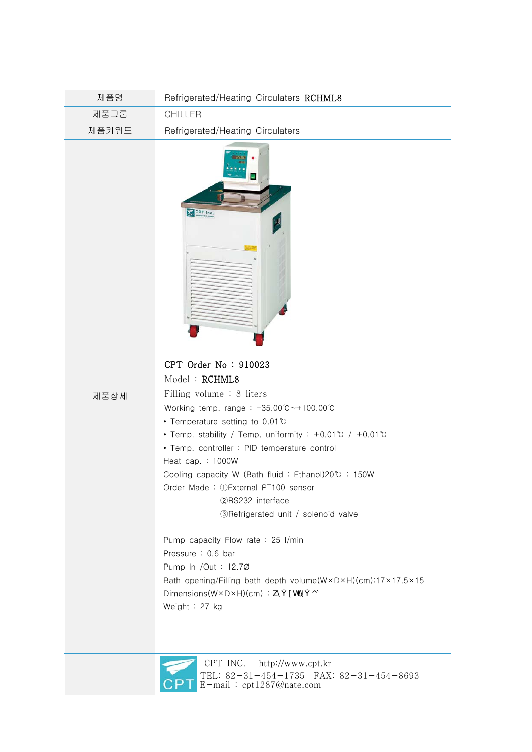| 제품명 | Refrigerated/Heating Circulaters RCHML8 |
| --- | --- |
| 제품그룹 | CHILLER |
| 제품키워드 | Refrigerated/Heating Circulaters |

**제품상세**

**CPT Order No : 910023**

Model : **RCHML8**

Filling volume : 8 liters

Working temp. range : −35.00℃~+100.00℃

- Temperature setting to 0.01℃
- Temp. stability / Temp. uniformity : ±0.01℃ / ±0.01℃
- Temp. controller : PID temperature control

Heat cap. : 1000W

Cooling capacity W (Bath fluid : Ethanol)20℃ : 150W

Order Made : ①External PT100 sensor
②RS232 interface
③Refrigerated unit / solenoid valve

Pump capacity Flow rate : 25 l/min

Pressure : 0.6 bar

Pump In /Out : 12.7Ø

Bath opening/Filling bath depth volume(W×D×H)(cm):17×17.5×15

Dimensions(W×D×H)(cm) : Z\Ý[WÙÝ^

Weight : 27 kg

CPT INC. http://www.cpt.kr
TEL: 82−31−454−1735 FAX: 82−31−454−8693
E−mail : cpt1287@nate.com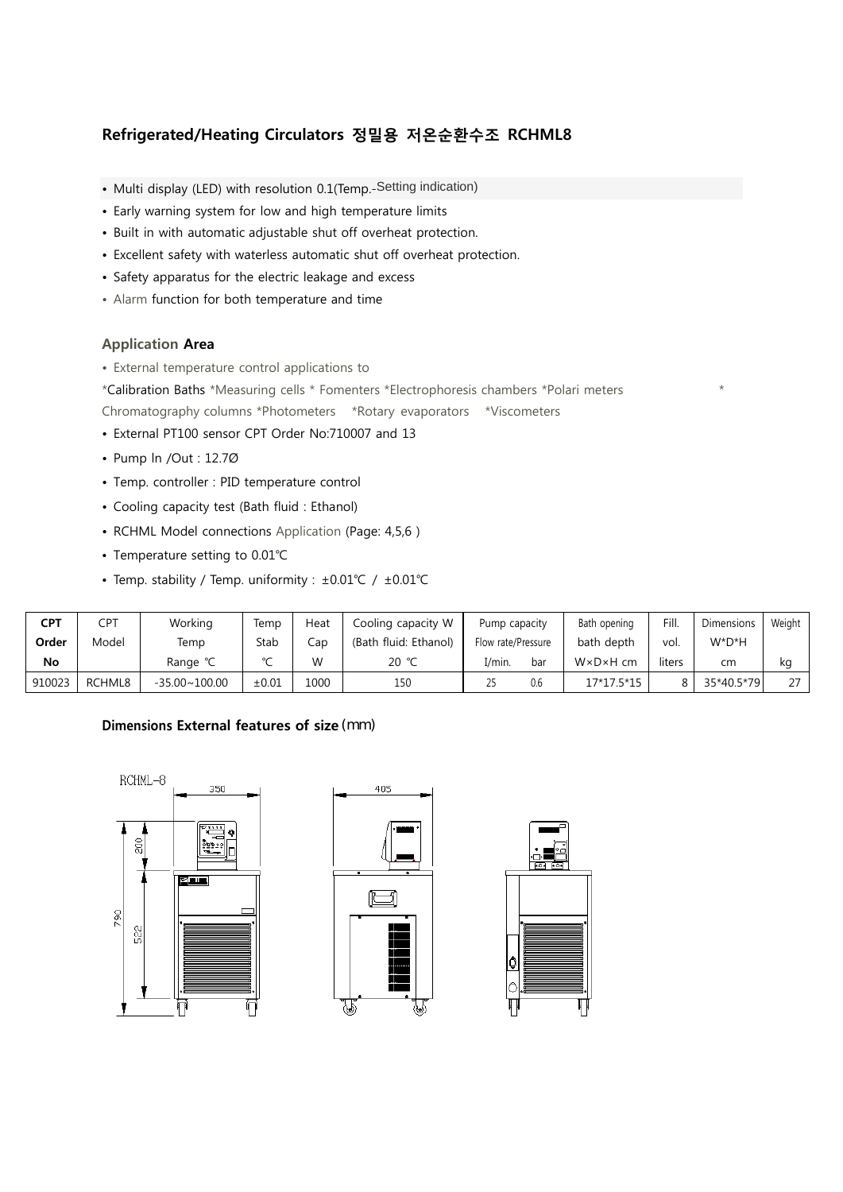## Refrigerated/Heating Circulators 정밀용 저온순환수조 RCHML8

- Multi display (LED) with resolution 0.1(Temp.-Setting indication)
- Early warning system for low and high temperature limits
- Built in with automatic adjustable shut off overheat protection.
- Excellent safety with waterless automatic shut off overheat protection.
- Safety apparatus for the electric leakage and excess
- Alarm function for both temperature and time

### Application Area

- External temperature control applications to

*Calibration Baths *Measuring cells * Fomenters *Electrophoresis chambers *Polari meters * Chromatography columns *Photometers *Rotary evaporators *Viscometers

- External PT100 sensor CPT Order No:710007 and 13
- Pump In /Out : 12.7Ø
- Temp. controller : PID temperature control
- Cooling capacity test (Bath fluid : Ethanol)
- RCHML Model connections Application (Page: 4,5,6 )
- Temperature setting to 0.01℃
- Temp. stability / Temp. uniformity : ±0.01℃ / ±0.01℃

| CPT Order No | CPT Model | Working Temp Range ℃ | Temp Stab ℃ | Heat Cap W | Cooling capacity W (Bath fluid: Ethanol) 20 ℃ | Pump capacity Flow rate/Pressure l/min. | bar | Bath opening bath depth W×D×H cm | Fill. vol. liters | Dimensions W*D*H cm | Weight kg |
|---|---|---|---|---|---|---|---|---|---|---|---|
| 910023 | RCHML8 | -35.00~100.00 | ±0.01 | 1000 | 150 | 25 | 0.6 | 17*17.5*15 | 8 | 35*40.5*79 | 27 |

### Dimensions External features of size (mm)

RCHML-8

350

200

790

522

405